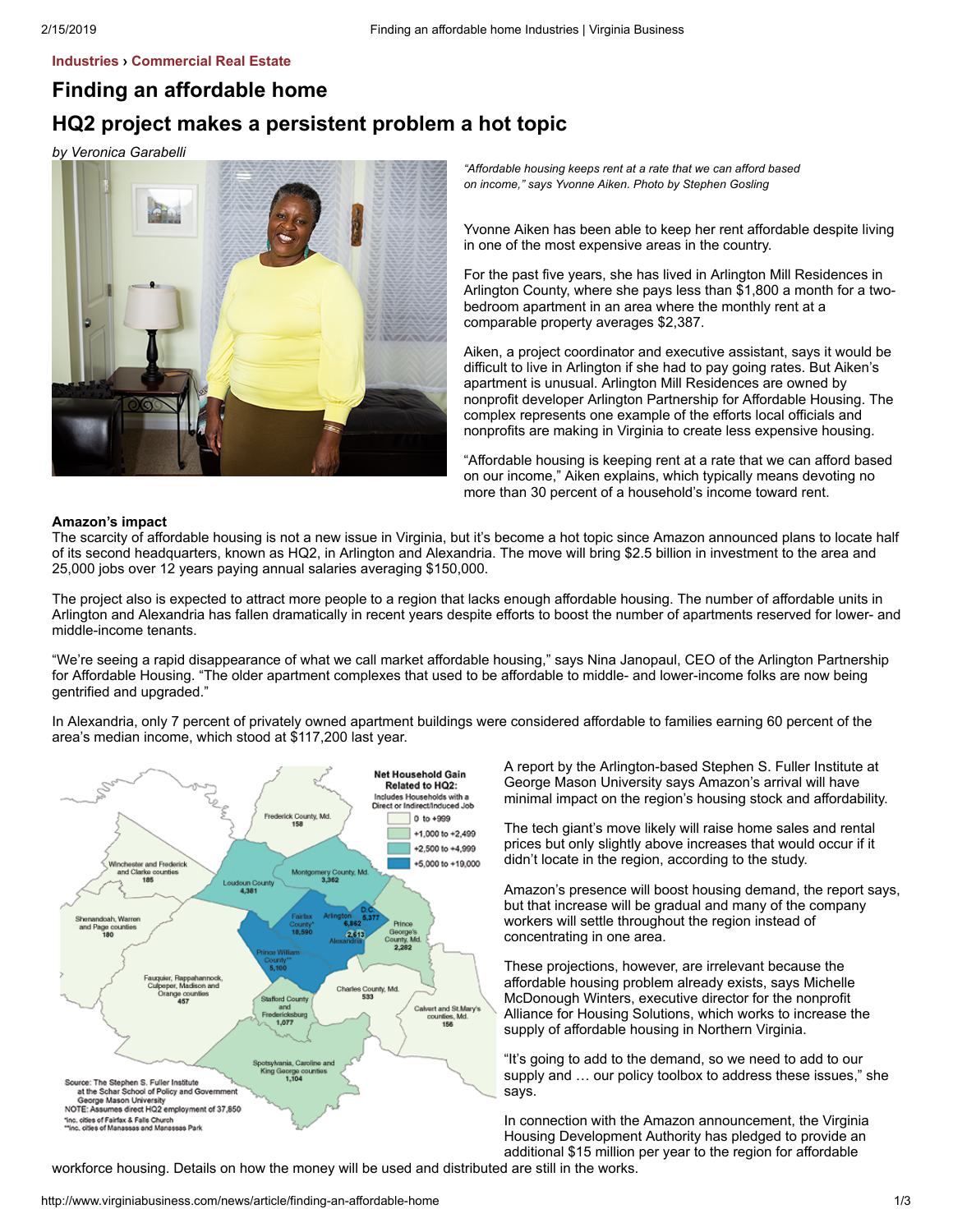Industries › Commercial Real Estate

# Finding an affordable home

## HQ2 project makes a persistent problem a hot topic

*by Veronica Garabelli*

*"Affordable housing keeps rent at a rate that we can afford based on income," says Yvonne Aiken. Photo by Stephen Gosling*

Yvonne Aiken has been able to keep her rent affordable despite living in one of the most expensive areas in the country.

For the past five years, she has lived in Arlington Mill Residences in Arlington County, where she pays less than $1,800 a month for a two-bedroom apartment in an area where the monthly rent at a comparable property averages $2,387.

Aiken, a project coordinator and executive assistant, says it would be difficult to live in Arlington if she had to pay going rates. But Aiken's apartment is unusual. Arlington Mill Residences are owned by nonprofit developer Arlington Partnership for Affordable Housing. The complex represents one example of the efforts local officials and nonprofits are making in Virginia to create less expensive housing.

"Affordable housing is keeping rent at a rate that we can afford based on our income," Aiken explains, which typically means devoting no more than 30 percent of a household's income toward rent.

**Amazon's impact**

The scarcity of affordable housing is not a new issue in Virginia, but it's become a hot topic since Amazon announced plans to locate half of its second headquarters, known as HQ2, in Arlington and Alexandria. The move will bring $2.5 billion in investment to the area and 25,000 jobs over 12 years paying annual salaries averaging $150,000.

The project also is expected to attract more people to a region that lacks enough affordable housing. The number of affordable units in Arlington and Alexandria has fallen dramatically in recent years despite efforts to boost the number of apartments reserved for lower- and middle-income tenants.

"We're seeing a rapid disappearance of what we call market affordable housing," says Nina Janopaul, CEO of the Arlington Partnership for Affordable Housing. "The older apartment complexes that used to be affordable to middle- and lower-income folks are now being gentrified and upgraded."

In Alexandria, only 7 percent of privately owned apartment buildings were considered affordable to families earning 60 percent of the area's median income, which stood at $117,200 last year.

Net Household Gain Related to HQ2: Includes Households with a Direct or Indirect/Induced Job

- 0 to +999
- +1,000 to +2,499
- +2,500 to +4,999
- +5,000 to +19,000

Frederick County, Md. 158; Winchester and Frederick and Clarke counties 185; Loudoun County 4,381; Montgomery County, Md. 3,362; Shenandoah, Warren and Page counties 180; Fairfax County* 18,590; Arlington 6,862; D.C. 5,377; Alexandria 2,613; Prince George's County, Md. 2,282; Prince William County** 5,100; Fauquier, Rappahannock, Culpeper, Madison and Orange counties 457; Charles County, Md. 533; Stafford County and Fredericksburg 1,077; Calvert and St. Mary's counties, Md. 156; Spotsylvania, Caroline and King George counties 1,104

Source: The Stephen S. Fuller Institute at the Schar School of Policy and Government George Mason University
NOTE: Assumes direct HQ2 employment of 37,850
*inc. cities of Fairfax & Falls Church
**inc. cities of Manassas and Manassas Park

A report by the Arlington-based Stephen S. Fuller Institute at George Mason University says Amazon's arrival will have minimal impact on the region's housing stock and affordability.

The tech giant's move likely will raise home sales and rental prices but only slightly above increases that would occur if it didn't locate in the region, according to the study.

Amazon's presence will boost housing demand, the report says, but that increase will be gradual and many of the company workers will settle throughout the region instead of concentrating in one area.

These projections, however, are irrelevant because the affordable housing problem already exists, says Michelle McDonough Winters, executive director for the nonprofit Alliance for Housing Solutions, which works to increase the supply of affordable housing in Northern Virginia.

"It's going to add to the demand, so we need to add to our supply and … our policy toolbox to address these issues," she says.

In connection with the Amazon announcement, the Virginia Housing Development Authority has pledged to provide an additional $15 million per year to the region for affordable workforce housing. Details on how the money will be used and distributed are still in the works.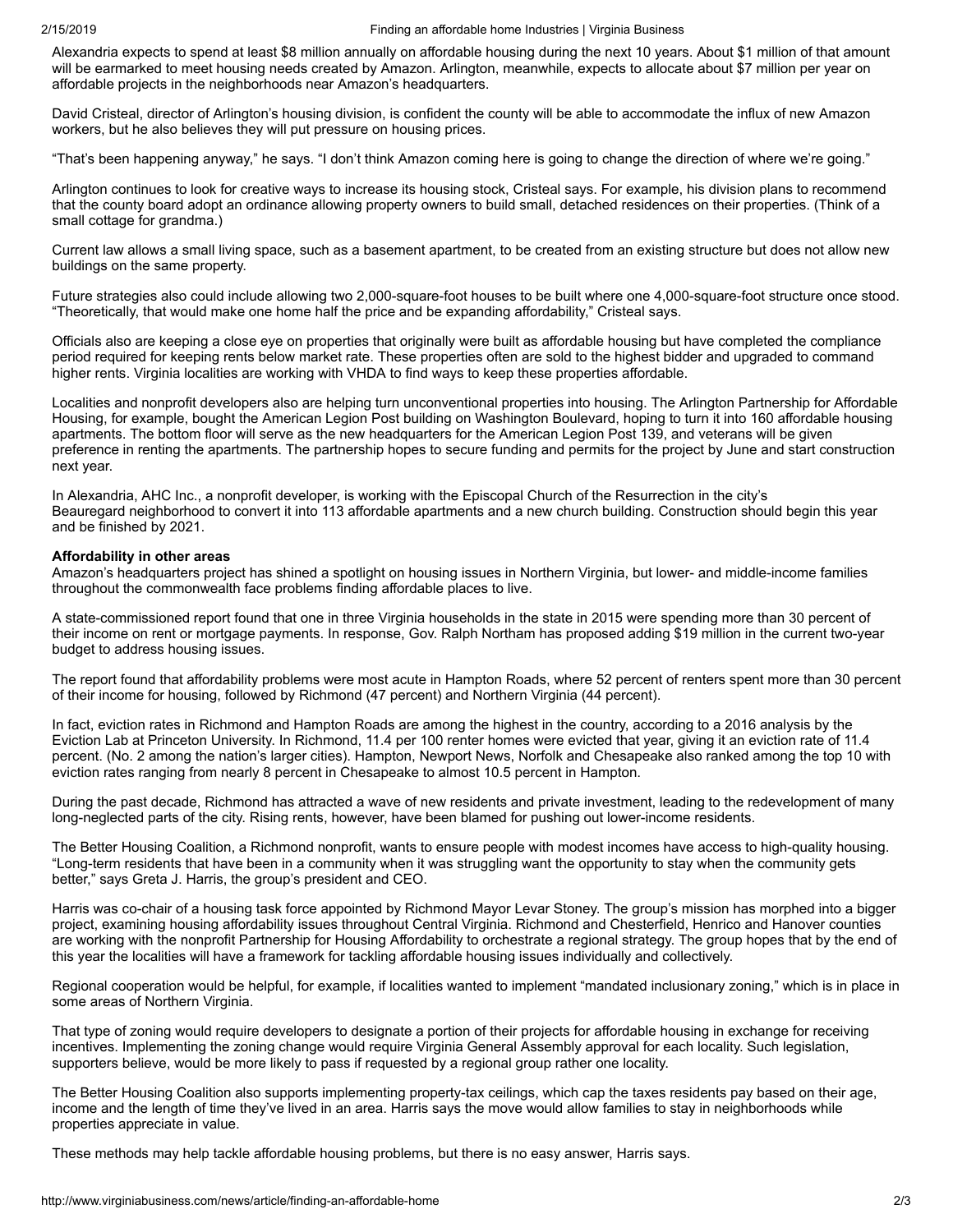Alexandria expects to spend at least $8 million annually on affordable housing during the next 10 years. About $1 million of that amount will be earmarked to meet housing needs created by Amazon. Arlington, meanwhile, expects to allocate about $7 million per year on affordable projects in the neighborhoods near Amazon's headquarters.

David Cristeal, director of Arlington's housing division, is confident the county will be able to accommodate the influx of new Amazon workers, but he also believes they will put pressure on housing prices.

"That's been happening anyway," he says. "I don't think Amazon coming here is going to change the direction of where we're going."

Arlington continues to look for creative ways to increase its housing stock, Cristeal says. For example, his division plans to recommend that the county board adopt an ordinance allowing property owners to build small, detached residences on their properties. (Think of a small cottage for grandma.)

Current law allows a small living space, such as a basement apartment, to be created from an existing structure but does not allow new buildings on the same property.

Future strategies also could include allowing two 2,000-square-foot houses to be built where one 4,000-square-foot structure once stood. "Theoretically, that would make one home half the price and be expanding affordability," Cristeal says.

Officials also are keeping a close eye on properties that originally were built as affordable housing but have completed the compliance period required for keeping rents below market rate. These properties often are sold to the highest bidder and upgraded to command higher rents. Virginia localities are working with VHDA to find ways to keep these properties affordable.

Localities and nonprofit developers also are helping turn unconventional properties into housing. The Arlington Partnership for Affordable Housing, for example, bought the American Legion Post building on Washington Boulevard, hoping to turn it into 160 affordable housing apartments. The bottom floor will serve as the new headquarters for the American Legion Post 139, and veterans will be given preference in renting the apartments. The partnership hopes to secure funding and permits for the project by June and start construction next year.

In Alexandria, AHC Inc., a nonprofit developer, is working with the Episcopal Church of the Resurrection in the city's Beauregard neighborhood to convert it into 113 affordable apartments and a new church building. Construction should begin this year and be finished by 2021.

**Affordability in other areas**

Amazon's headquarters project has shined a spotlight on housing issues in Northern Virginia, but lower- and middle-income families throughout the commonwealth face problems finding affordable places to live.

A state-commissioned report found that one in three Virginia households in the state in 2015 were spending more than 30 percent of their income on rent or mortgage payments. In response, Gov. Ralph Northam has proposed adding $19 million in the current two-year budget to address housing issues.

The report found that affordability problems were most acute in Hampton Roads, where 52 percent of renters spent more than 30 percent of their income for housing, followed by Richmond (47 percent) and Northern Virginia (44 percent).

In fact, eviction rates in Richmond and Hampton Roads are among the highest in the country, according to a 2016 analysis by the Eviction Lab at Princeton University. In Richmond, 11.4 per 100 renter homes were evicted that year, giving it an eviction rate of 11.4 percent. (No. 2 among the nation's larger cities). Hampton, Newport News, Norfolk and Chesapeake also ranked among the top 10 with eviction rates ranging from nearly 8 percent in Chesapeake to almost 10.5 percent in Hampton.

During the past decade, Richmond has attracted a wave of new residents and private investment, leading to the redevelopment of many long-neglected parts of the city. Rising rents, however, have been blamed for pushing out lower-income residents.

The Better Housing Coalition, a Richmond nonprofit, wants to ensure people with modest incomes have access to high-quality housing. "Long-term residents that have been in a community when it was struggling want the opportunity to stay when the community gets better," says Greta J. Harris, the group's president and CEO.

Harris was co-chair of a housing task force appointed by Richmond Mayor Levar Stoney. The group's mission has morphed into a bigger project, examining housing affordability issues throughout Central Virginia. Richmond and Chesterfield, Henrico and Hanover counties are working with the nonprofit Partnership for Housing Affordability to orchestrate a regional strategy. The group hopes that by the end of this year the localities will have a framework for tackling affordable housing issues individually and collectively.

Regional cooperation would be helpful, for example, if localities wanted to implement "mandated inclusionary zoning," which is in place in some areas of Northern Virginia.

That type of zoning would require developers to designate a portion of their projects for affordable housing in exchange for receiving incentives. Implementing the zoning change would require Virginia General Assembly approval for each locality. Such legislation, supporters believe, would be more likely to pass if requested by a regional group rather one locality.

The Better Housing Coalition also supports implementing property-tax ceilings, which cap the taxes residents pay based on their age, income and the length of time they've lived in an area. Harris says the move would allow families to stay in neighborhoods while properties appreciate in value.

These methods may help tackle affordable housing problems, but there is no easy answer, Harris says.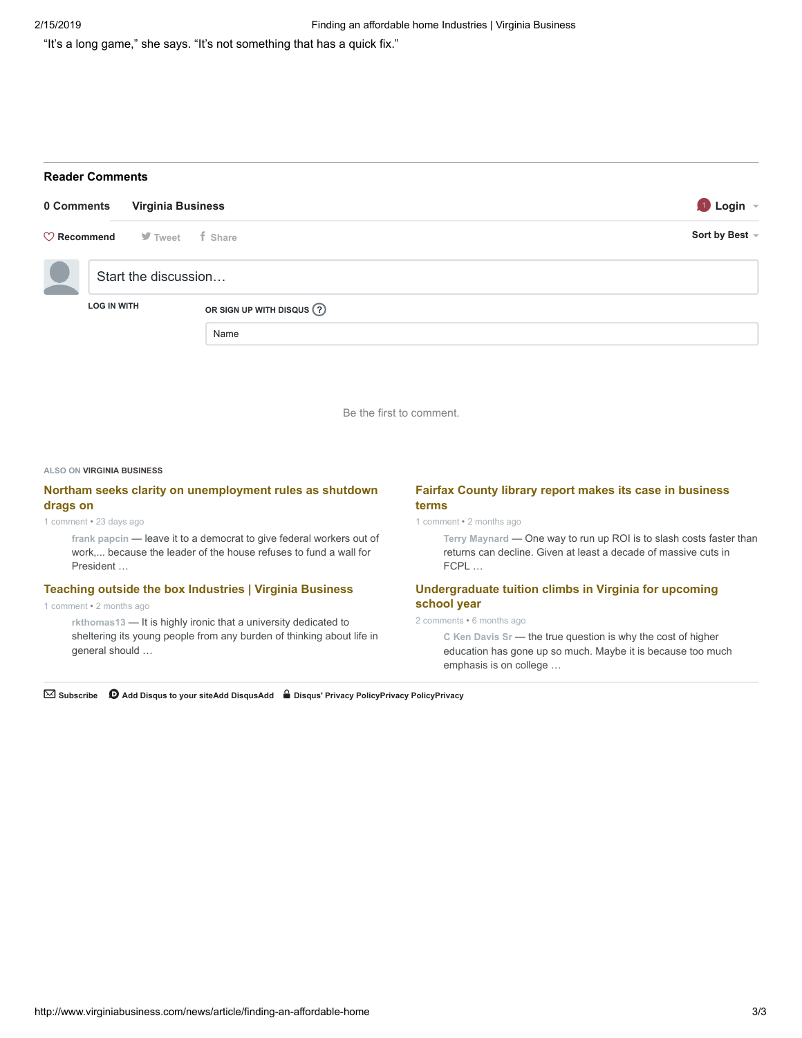"It's a long game," she says. "It's not something that has a quick fix."

## Reader Comments

**0 Comments** **Virginia Business** **Login**

Recommend Tweet Share Sort by Best

Start the discussion…

LOG IN WITH

OR SIGN UP WITH DISQUS ?

Name

Be the first to comment.

ALSO ON **VIRGINIA BUSINESS**

**Northam seeks clarity on unemployment rules as shutdown drags on**

1 comment • 23 days ago

frank papcin — leave it to a democrat to give federal workers out of work,... because the leader of the house refuses to fund a wall for President …

**Teaching outside the box Industries | Virginia Business**

1 comment • 2 months ago

rkthomas13 — It is highly ironic that a university dedicated to sheltering its young people from any burden of thinking about life in general should …

**Fairfax County library report makes its case in business terms**

1 comment • 2 months ago

Terry Maynard — One way to run up ROI is to slash costs faster than returns can decline. Given at least a decade of massive cuts in FCPL …

**Undergraduate tuition climbs in Virginia for upcoming school year**

2 comments • 6 months ago

C Ken Davis Sr — the true question is why the cost of higher education has gone up so much. Maybe it is because too much emphasis is on college …

Subscribe Add Disqus to your siteAdd DisqusAdd Disqus' Privacy PolicyPrivacy PolicyPrivacy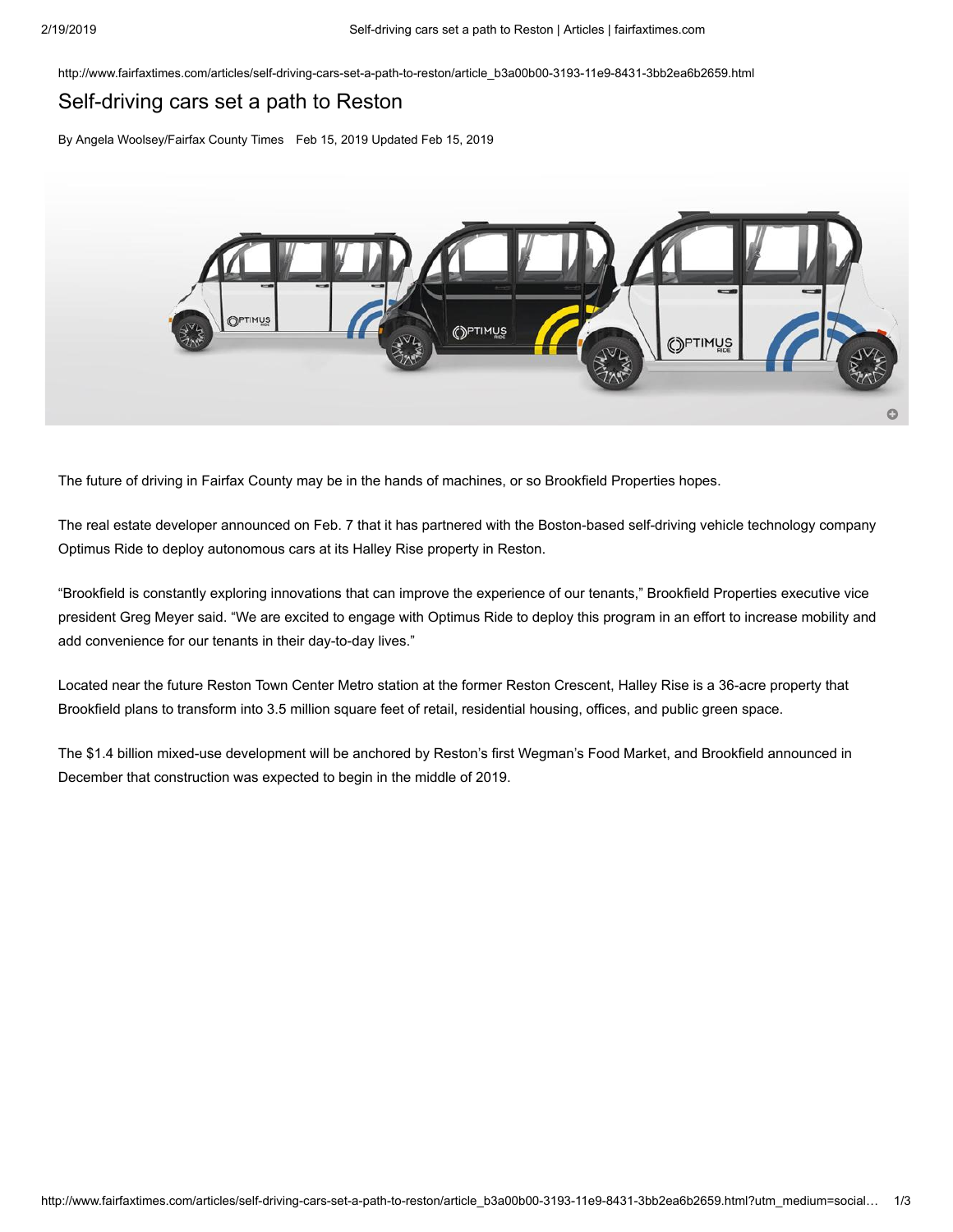http://www.fairfaxtimes.com/articles/self-driving-cars-set-a-path-to-reston/article_b3a00b00-3193-11e9-8431-3bb2ea6b2659.html

# Self-driving cars set a path to Reston

By Angela Woolsey/Fairfax County Times Feb 15, 2019 Updated Feb 15, 2019

The future of driving in Fairfax County may be in the hands of machines, or so Brookfield Properties hopes.

The real estate developer announced on Feb. 7 that it has partnered with the Boston-based self-driving vehicle technology company Optimus Ride to deploy autonomous cars at its Halley Rise property in Reston.

"Brookfield is constantly exploring innovations that can improve the experience of our tenants," Brookfield Properties executive vice president Greg Meyer said. "We are excited to engage with Optimus Ride to deploy this program in an effort to increase mobility and add convenience for our tenants in their day-to-day lives."

Located near the future Reston Town Center Metro station at the former Reston Crescent, Halley Rise is a 36-acre property that Brookfield plans to transform into 3.5 million square feet of retail, residential housing, offices, and public green space.

The $1.4 billion mixed-use development will be anchored by Reston's first Wegman's Food Market, and Brookfield announced in December that construction was expected to begin in the middle of 2019.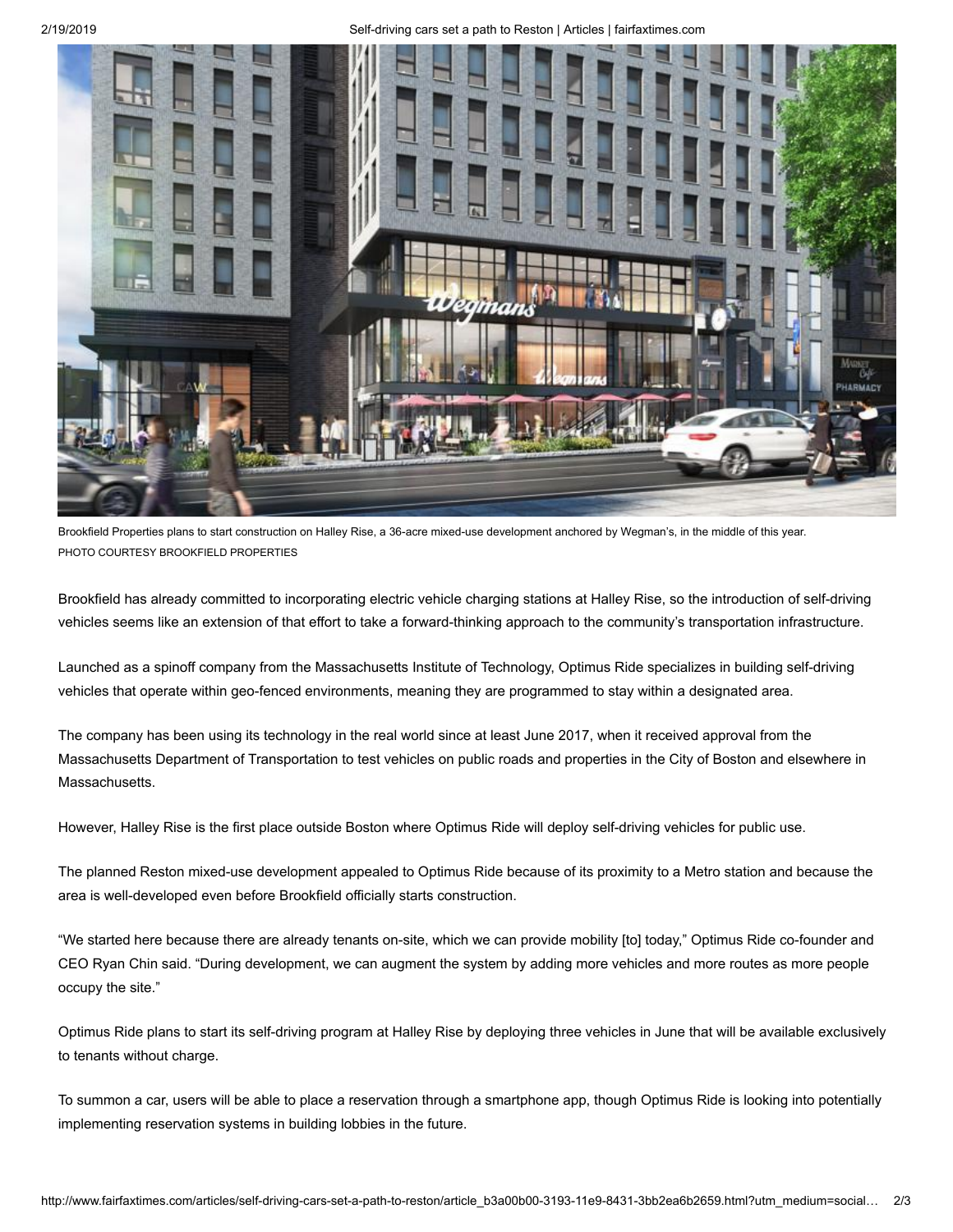Brookfield Properties plans to start construction on Halley Rise, a 36-acre mixed-use development anchored by Wegman's, in the middle of this year.
PHOTO COURTESY BROOKFIELD PROPERTIES

Brookfield has already committed to incorporating electric vehicle charging stations at Halley Rise, so the introduction of self-driving vehicles seems like an extension of that effort to take a forward-thinking approach to the community's transportation infrastructure.

Launched as a spinoff company from the Massachusetts Institute of Technology, Optimus Ride specializes in building self-driving vehicles that operate within geo-fenced environments, meaning they are programmed to stay within a designated area.

The company has been using its technology in the real world since at least June 2017, when it received approval from the Massachusetts Department of Transportation to test vehicles on public roads and properties in the City of Boston and elsewhere in Massachusetts.

However, Halley Rise is the first place outside Boston where Optimus Ride will deploy self-driving vehicles for public use.

The planned Reston mixed-use development appealed to Optimus Ride because of its proximity to a Metro station and because the area is well-developed even before Brookfield officially starts construction.

"We started here because there are already tenants on-site, which we can provide mobility [to] today," Optimus Ride co-founder and CEO Ryan Chin said. "During development, we can augment the system by adding more vehicles and more routes as more people occupy the site."

Optimus Ride plans to start its self-driving program at Halley Rise by deploying three vehicles in June that will be available exclusively to tenants without charge.

To summon a car, users will be able to place a reservation through a smartphone app, though Optimus Ride is looking into potentially implementing reservation systems in building lobbies in the future.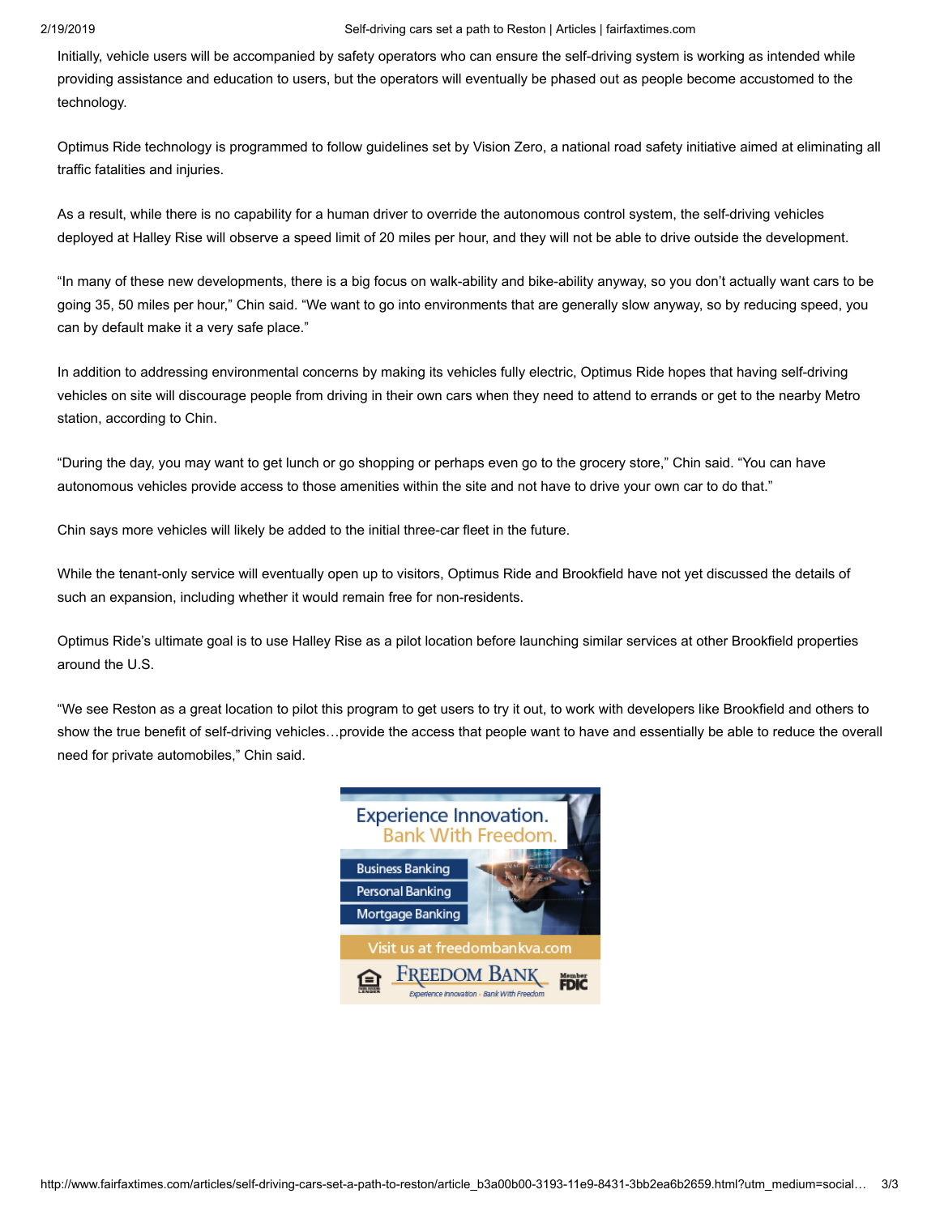Initially, vehicle users will be accompanied by safety operators who can ensure the self-driving system is working as intended while providing assistance and education to users, but the operators will eventually be phased out as people become accustomed to the technology.

Optimus Ride technology is programmed to follow guidelines set by Vision Zero, a national road safety initiative aimed at eliminating all traffic fatalities and injuries.

As a result, while there is no capability for a human driver to override the autonomous control system, the self-driving vehicles deployed at Halley Rise will observe a speed limit of 20 miles per hour, and they will not be able to drive outside the development.

"In many of these new developments, there is a big focus on walk-ability and bike-ability anyway, so you don't actually want cars to be going 35, 50 miles per hour," Chin said. "We want to go into environments that are generally slow anyway, so by reducing speed, you can by default make it a very safe place."

In addition to addressing environmental concerns by making its vehicles fully electric, Optimus Ride hopes that having self-driving vehicles on site will discourage people from driving in their own cars when they need to attend to errands or get to the nearby Metro station, according to Chin.

"During the day, you may want to get lunch or go shopping or perhaps even go to the grocery store," Chin said. "You can have autonomous vehicles provide access to those amenities within the site and not have to drive your own car to do that."

Chin says more vehicles will likely be added to the initial three-car fleet in the future.

While the tenant-only service will eventually open up to visitors, Optimus Ride and Brookfield have not yet discussed the details of such an expansion, including whether it would remain free for non-residents.

Optimus Ride's ultimate goal is to use Halley Rise as a pilot location before launching similar services at other Brookfield properties around the U.S.

"We see Reston as a great location to pilot this program to get users to try it out, to work with developers like Brookfield and others to show the true benefit of self-driving vehicles…provide the access that people want to have and essentially be able to reduce the overall need for private automobiles," Chin said.